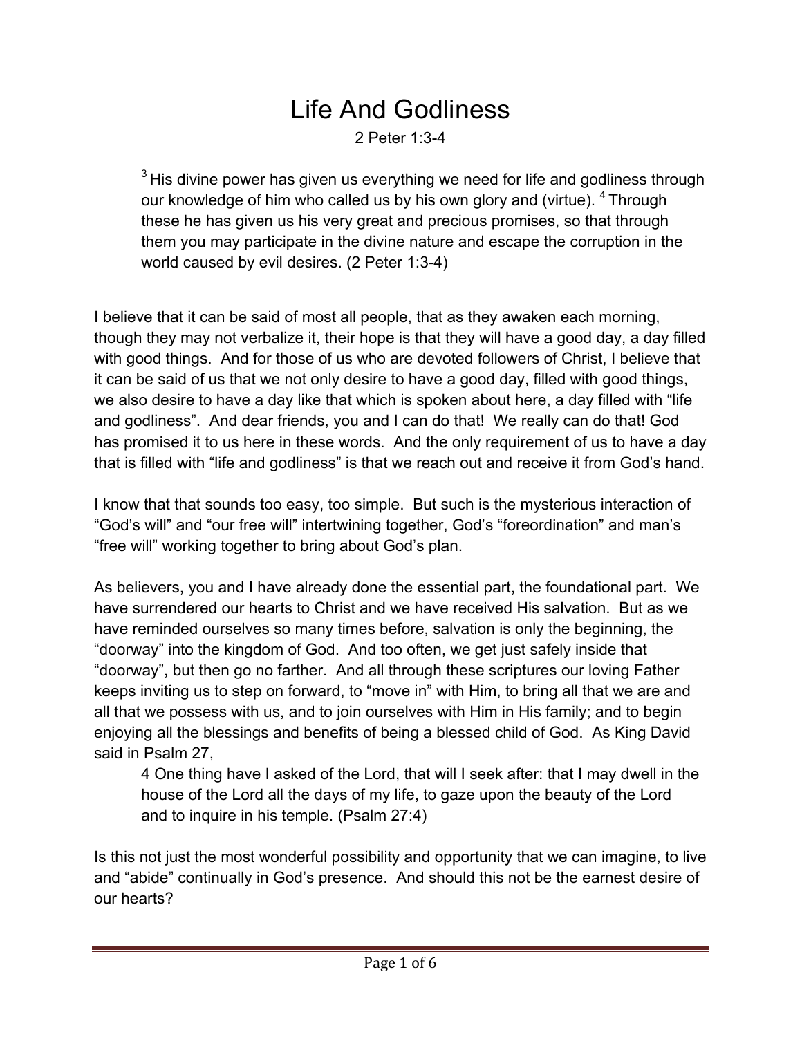# Life And Godliness

2 Peter 1:3-4

> [3] His divine power has given us everything we need for life and godliness through our knowledge of him who called us by his own glory and (virtue). [4] Through these he has given us his very great and precious promises, so that through them you may participate in the divine nature and escape the corruption in the world caused by evil desires. (2 Peter 1:3-4)

I believe that it can be said of most all people, that as they awaken each morning, though they may not verbalize it, their hope is that they will have a good day, a day filled with good things. And for those of us who are devoted followers of Christ, I believe that it can be said of us that we not only desire to have a good day, filled with good things, we also desire to have a day like that which is spoken about here, a day filled with "life and godliness". And dear friends, you and I <u>can</u> do that! We really can do that! God has promised it to us here in these words. And the only requirement of us to have a day that is filled with "life and godliness" is that we reach out and receive it from God's hand.

I know that that sounds too easy, too simple. But such is the mysterious interaction of "God's will" and "our free will" intertwining together, God's "foreordination" and man's "free will" working together to bring about God's plan.

As believers, you and I have already done the essential part, the foundational part. We have surrendered our hearts to Christ and we have received His salvation. But as we have reminded ourselves so many times before, salvation is only the beginning, the "doorway" into the kingdom of God. And too often, we get just safely inside that "doorway", but then go no farther. And all through these scriptures our loving Father keeps inviting us to step on forward, to "move in" with Him, to bring all that we are and all that we possess with us, and to join ourselves with Him in His family; and to begin enjoying all the blessings and benefits of being a blessed child of God. As King David said in Psalm 27,

> 4 One thing have I asked of the Lord, that will I seek after: that I may dwell in the house of the Lord all the days of my life, to gaze upon the beauty of the Lord and to inquire in his temple. (Psalm 27:4)

Is this not just the most wonderful possibility and opportunity that we can imagine, to live and "abide" continually in God's presence. And should this not be the earnest desire of our hearts?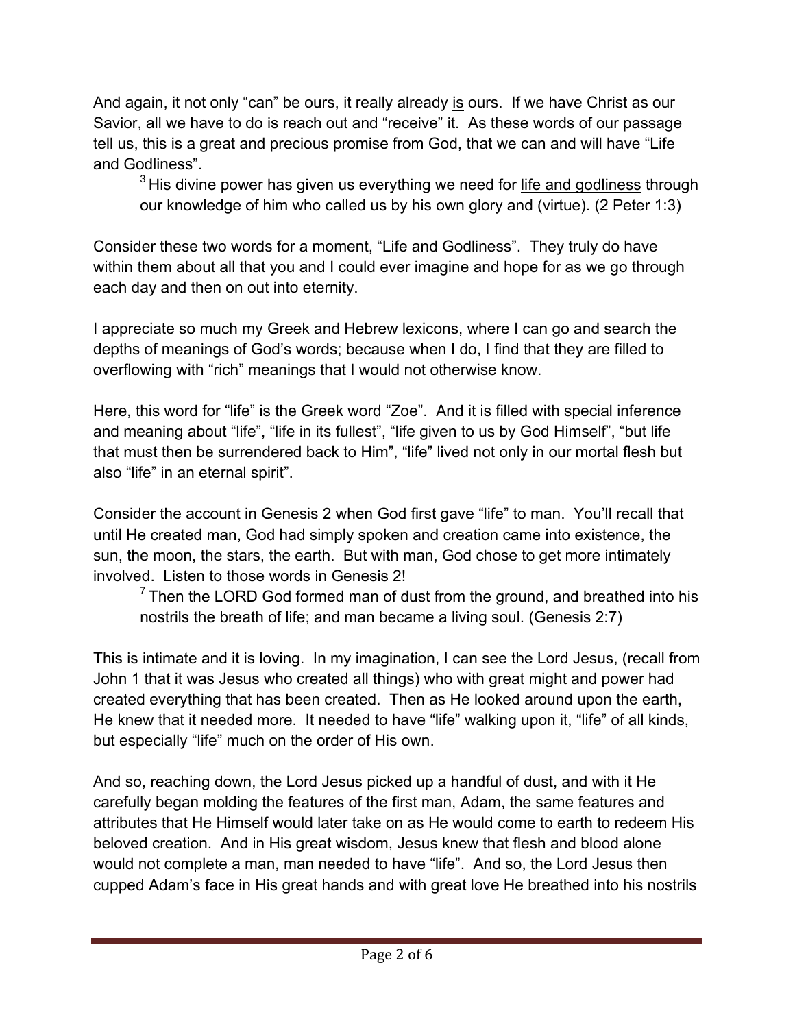And again, it not only "can" be ours, it really already <u>is</u> ours. If we have Christ as our Savior, all we have to do is reach out and "receive" it. As these words of our passage tell us, this is a great and precious promise from God, that we can and will have "Life and Godliness".

> [3] His divine power has given us everything we need for <u>life and godliness</u> through our knowledge of him who called us by his own glory and (virtue). (2 Peter 1:3)

Consider these two words for a moment, "Life and Godliness". They truly do have within them about all that you and I could ever imagine and hope for as we go through each day and then on out into eternity.

I appreciate so much my Greek and Hebrew lexicons, where I can go and search the depths of meanings of God's words; because when I do, I find that they are filled to overflowing with "rich" meanings that I would not otherwise know.

Here, this word for "life" is the Greek word "Zoe". And it is filled with special inference and meaning about "life", "life in its fullest", "life given to us by God Himself", "but life that must then be surrendered back to Him", "life" lived not only in our mortal flesh but also "life" in an eternal spirit".

Consider the account in Genesis 2 when God first gave "life" to man. You'll recall that until He created man, God had simply spoken and creation came into existence, the sun, the moon, the stars, the earth. But with man, God chose to get more intimately involved. Listen to those words in Genesis 2!

> [7] Then the LORD God formed man of dust from the ground, and breathed into his nostrils the breath of life; and man became a living soul. (Genesis 2:7)

This is intimate and it is loving. In my imagination, I can see the Lord Jesus, (recall from John 1 that it was Jesus who created all things) who with great might and power had created everything that has been created. Then as He looked around upon the earth, He knew that it needed more. It needed to have "life" walking upon it, "life" of all kinds, but especially "life" much on the order of His own.

And so, reaching down, the Lord Jesus picked up a handful of dust, and with it He carefully began molding the features of the first man, Adam, the same features and attributes that He Himself would later take on as He would come to earth to redeem His beloved creation. And in His great wisdom, Jesus knew that flesh and blood alone would not complete a man, man needed to have "life". And so, the Lord Jesus then cupped Adam's face in His great hands and with great love He breathed into his nostrils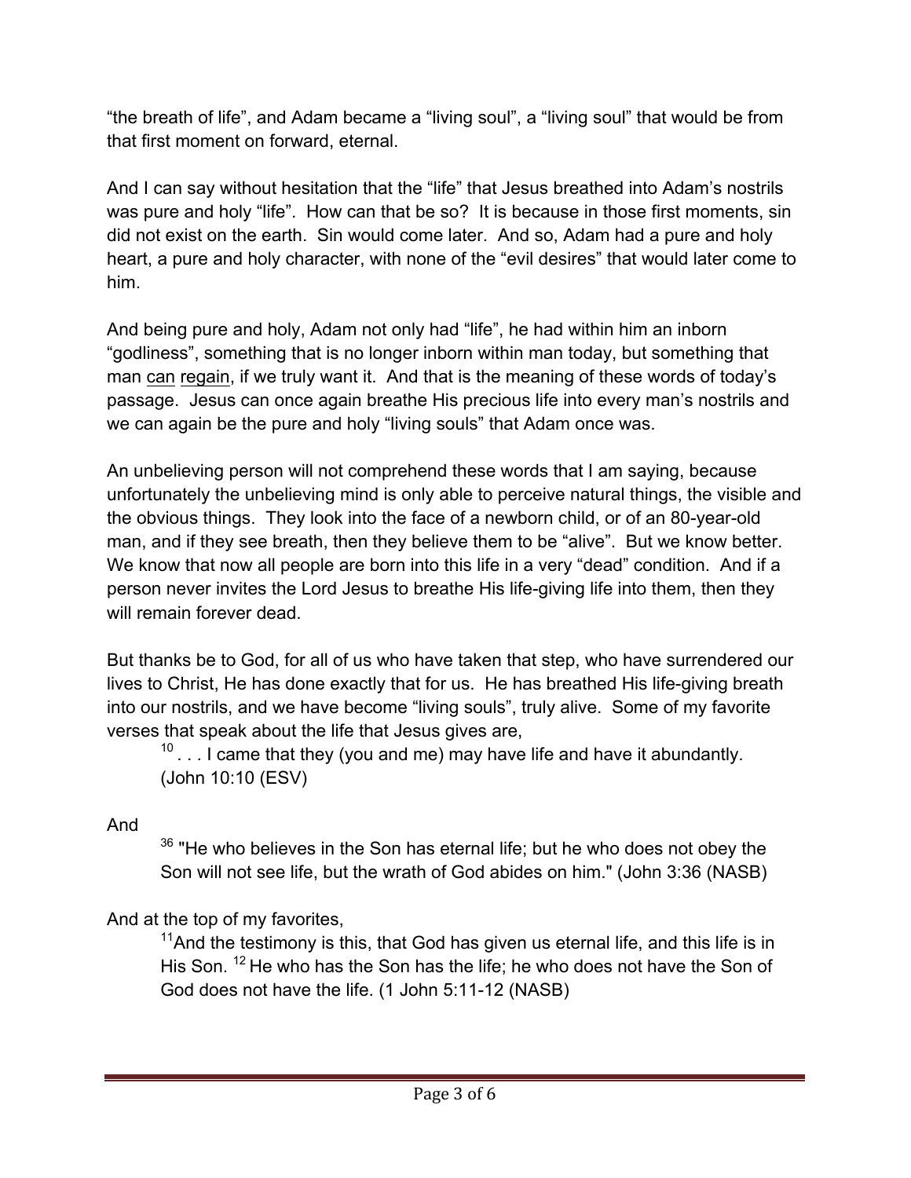"the breath of life", and Adam became a "living soul", a "living soul" that would be from that first moment on forward, eternal.

And I can say without hesitation that the "life" that Jesus breathed into Adam's nostrils was pure and holy "life". How can that be so? It is because in those first moments, sin did not exist on the earth. Sin would come later. And so, Adam had a pure and holy heart, a pure and holy character, with none of the "evil desires" that would later come to him.

And being pure and holy, Adam not only had "life", he had within him an inborn "godliness", something that is no longer inborn within man today, but something that man <u>can</u> <u>regain</u>, if we truly want it. And that is the meaning of these words of today's passage. Jesus can once again breathe His precious life into every man's nostrils and we can again be the pure and holy "living souls" that Adam once was.

An unbelieving person will not comprehend these words that I am saying, because unfortunately the unbelieving mind is only able to perceive natural things, the visible and the obvious things. They look into the face of a newborn child, or of an 80-year-old man, and if they see breath, then they believe them to be "alive". But we know better. We know that now all people are born into this life in a very "dead" condition. And if a person never invites the Lord Jesus to breathe His life-giving life into them, then they will remain forever dead.

But thanks be to God, for all of us who have taken that step, who have surrendered our lives to Christ, He has done exactly that for us. He has breathed His life-giving breath into our nostrils, and we have become "living souls", truly alive. Some of my favorite verses that speak about the life that Jesus gives are,

> [10] . . . I came that they (you and me) may have life and have it abundantly. (John 10:10 (ESV)

And

> [36] "He who believes in the Son has eternal life; but he who does not obey the Son will not see life, but the wrath of God abides on him." (John 3:36 (NASB)

And at the top of my favorites,

> [11]And the testimony is this, that God has given us eternal life, and this life is in His Son. [12] He who has the Son has the life; he who does not have the Son of God does not have the life. (1 John 5:11-12 (NASB)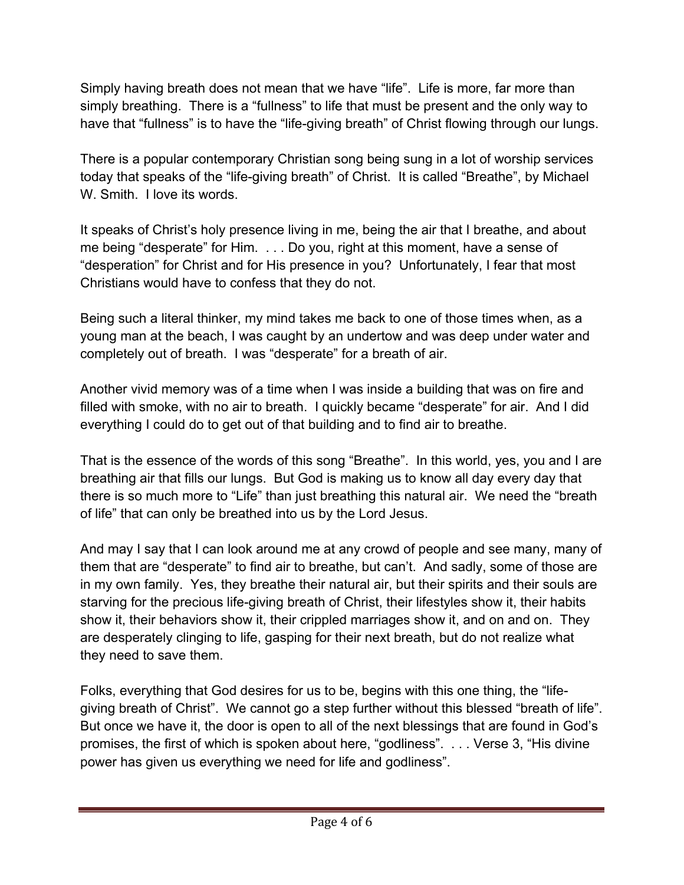Simply having breath does not mean that we have "life". Life is more, far more than simply breathing. There is a "fullness" to life that must be present and the only way to have that "fullness" is to have the "life-giving breath" of Christ flowing through our lungs.

There is a popular contemporary Christian song being sung in a lot of worship services today that speaks of the "life-giving breath" of Christ. It is called "Breathe", by Michael W. Smith. I love its words.

It speaks of Christ's holy presence living in me, being the air that I breathe, and about me being "desperate" for Him. . . . Do you, right at this moment, have a sense of "desperation" for Christ and for His presence in you? Unfortunately, I fear that most Christians would have to confess that they do not.

Being such a literal thinker, my mind takes me back to one of those times when, as a young man at the beach, I was caught by an undertow and was deep under water and completely out of breath. I was "desperate" for a breath of air.

Another vivid memory was of a time when I was inside a building that was on fire and filled with smoke, with no air to breath. I quickly became "desperate" for air. And I did everything I could do to get out of that building and to find air to breathe.

That is the essence of the words of this song "Breathe". In this world, yes, you and I are breathing air that fills our lungs. But God is making us to know all day every day that there is so much more to "Life" than just breathing this natural air. We need the "breath of life" that can only be breathed into us by the Lord Jesus.

And may I say that I can look around me at any crowd of people and see many, many of them that are "desperate" to find air to breathe, but can't. And sadly, some of those are in my own family. Yes, they breathe their natural air, but their spirits and their souls are starving for the precious life-giving breath of Christ, their lifestyles show it, their habits show it, their behaviors show it, their crippled marriages show it, and on and on. They are desperately clinging to life, gasping for their next breath, but do not realize what they need to save them.

Folks, everything that God desires for us to be, begins with this one thing, the "life-giving breath of Christ". We cannot go a step further without this blessed "breath of life". But once we have it, the door is open to all of the next blessings that are found in God's promises, the first of which is spoken about here, "godliness". . . . Verse 3, "His divine power has given us everything we need for life and godliness".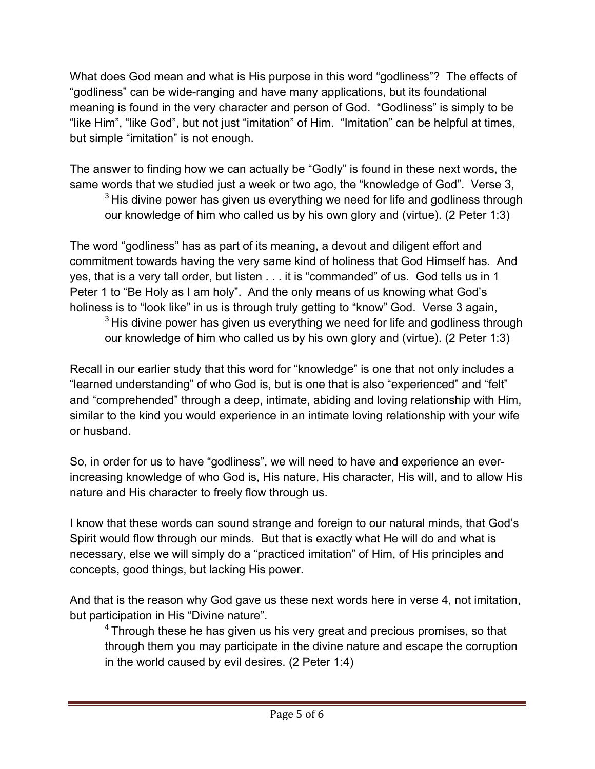What does God mean and what is His purpose in this word "godliness"? The effects of "godliness" can be wide-ranging and have many applications, but its foundational meaning is found in the very character and person of God. "Godliness" is simply to be "like Him", "like God", but not just "imitation" of Him. "Imitation" can be helpful at times, but simple "imitation" is not enough.

The answer to finding how we can actually be "Godly" is found in these next words, the same words that we studied just a week or two ago, the "knowledge of God". Verse 3,

> [3] His divine power has given us everything we need for life and godliness through our knowledge of him who called us by his own glory and (virtue). (2 Peter 1:3)

The word "godliness" has as part of its meaning, a devout and diligent effort and commitment towards having the very same kind of holiness that God Himself has. And yes, that is a very tall order, but listen . . . it is "commanded" of us. God tells us in 1 Peter 1 to "Be Holy as I am holy". And the only means of us knowing what God's holiness is to "look like" in us is through truly getting to "know" God. Verse 3 again,

> [3] His divine power has given us everything we need for life and godliness through our knowledge of him who called us by his own glory and (virtue). (2 Peter 1:3)

Recall in our earlier study that this word for "knowledge" is one that not only includes a "learned understanding" of who God is, but is one that is also "experienced" and "felt" and "comprehended" through a deep, intimate, abiding and loving relationship with Him, similar to the kind you would experience in an intimate loving relationship with your wife or husband.

So, in order for us to have "godliness", we will need to have and experience an ever-increasing knowledge of who God is, His nature, His character, His will, and to allow His nature and His character to freely flow through us.

I know that these words can sound strange and foreign to our natural minds, that God's Spirit would flow through our minds. But that is exactly what He will do and what is necessary, else we will simply do a "practiced imitation" of Him, of His principles and concepts, good things, but lacking His power.

And that is the reason why God gave us these next words here in verse 4, not imitation, but participation in His "Divine nature".

> [4] Through these he has given us his very great and precious promises, so that through them you may participate in the divine nature and escape the corruption in the world caused by evil desires. (2 Peter 1:4)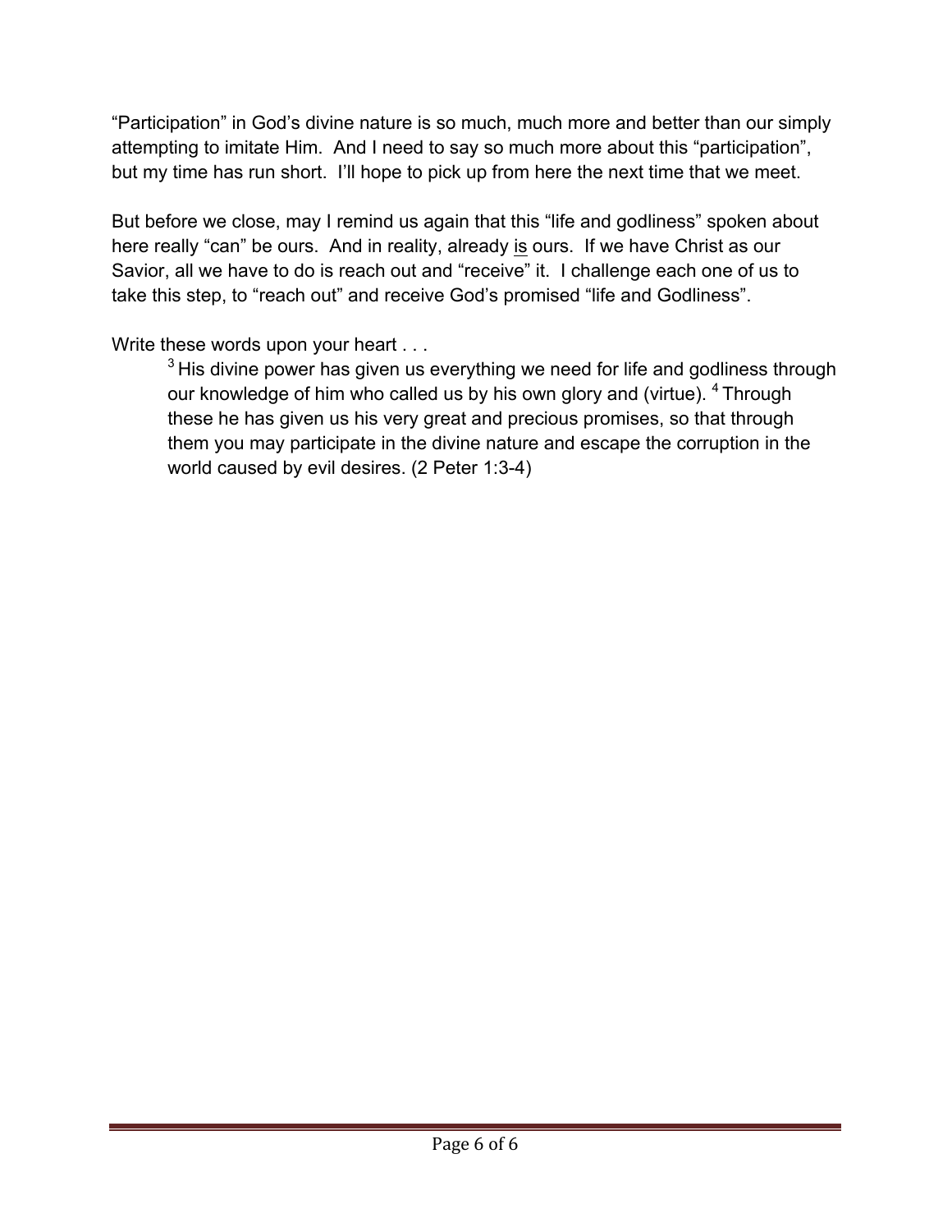"Participation" in God's divine nature is so much, much more and better than our simply attempting to imitate Him.  And I need to say so much more about this "participation", but my time has run short.  I'll hope to pick up from here the next time that we meet.

But before we close, may I remind us again that this "life and godliness" spoken about here really "can" be ours.  And in reality, already <u>is</u> ours.  If we have Christ as our Savior, all we have to do is reach out and "receive" it.  I challenge each one of us to take this step, to "reach out" and receive God's promised "life and Godliness".

Write these words upon your heart . . .

> [3] His divine power has given us everything we need for life and godliness through our knowledge of him who called us by his own glory and (virtue). [4] Through these he has given us his very great and precious promises, so that through them you may participate in the divine nature and escape the corruption in the world caused by evil desires. (2 Peter 1:3-4)